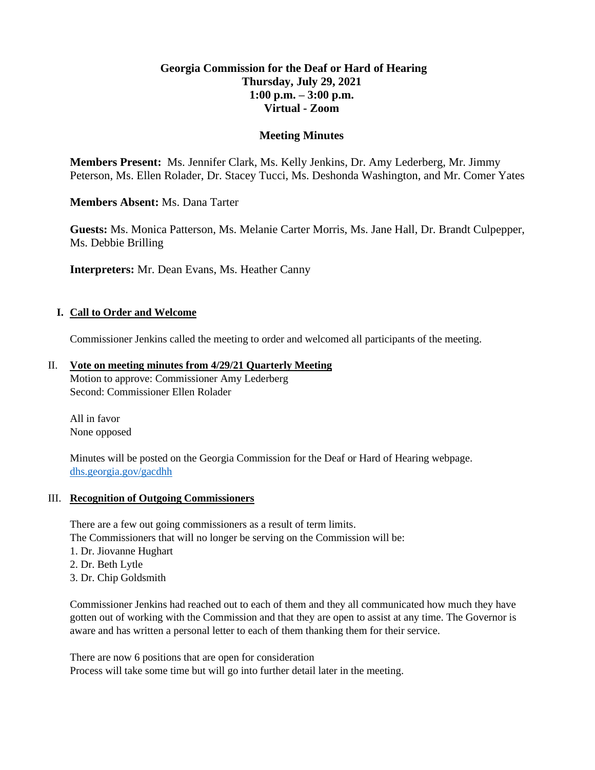# Georgia Commission for the Deaf or Hard of Hearing

**Thursday, July 29, 2021**
**1:00 p.m. – 3:00 p.m.**
**Virtual - Zoom**

## Meeting Minutes

**Members Present:** Ms. Jennifer Clark, Ms. Kelly Jenkins, Dr. Amy Lederberg, Mr. Jimmy Peterson, Ms. Ellen Rolader, Dr. Stacey Tucci, Ms. Deshonda Washington, and Mr. Comer Yates

**Members Absent:** Ms. Dana Tarter

**Guests:** Ms. Monica Patterson, Ms. Melanie Carter Morris, Ms. Jane Hall, Dr. Brandt Culpepper, Ms. Debbie Brilling

**Interpreters:** Mr. Dean Evans, Ms. Heather Canny

### I. Call to Order and Welcome

Commissioner Jenkins called the meeting to order and welcomed all participants of the meeting.

### II. Vote on meeting minutes from 4/29/21 Quarterly Meeting

Motion to approve: Commissioner Amy Lederberg
Second: Commissioner Ellen Rolader

All in favor
None opposed

Minutes will be posted on the Georgia Commission for the Deaf or Hard of Hearing webpage. [dhs.georgia.gov/gacdhh](dhs.georgia.gov/gacdhh)

### III. Recognition of Outgoing Commissioners

There are a few out going commissioners as a result of term limits.
The Commissioners that will no longer be serving on the Commission will be:

1. Dr. Jiovanne Hughart
2. Dr. Beth Lytle
3. Dr. Chip Goldsmith

Commissioner Jenkins had reached out to each of them and they all communicated how much they have gotten out of working with the Commission and that they are open to assist at any time. The Governor is aware and has written a personal letter to each of them thanking them for their service.

There are now 6 positions that are open for consideration
Process will take some time but will go into further detail later in the meeting.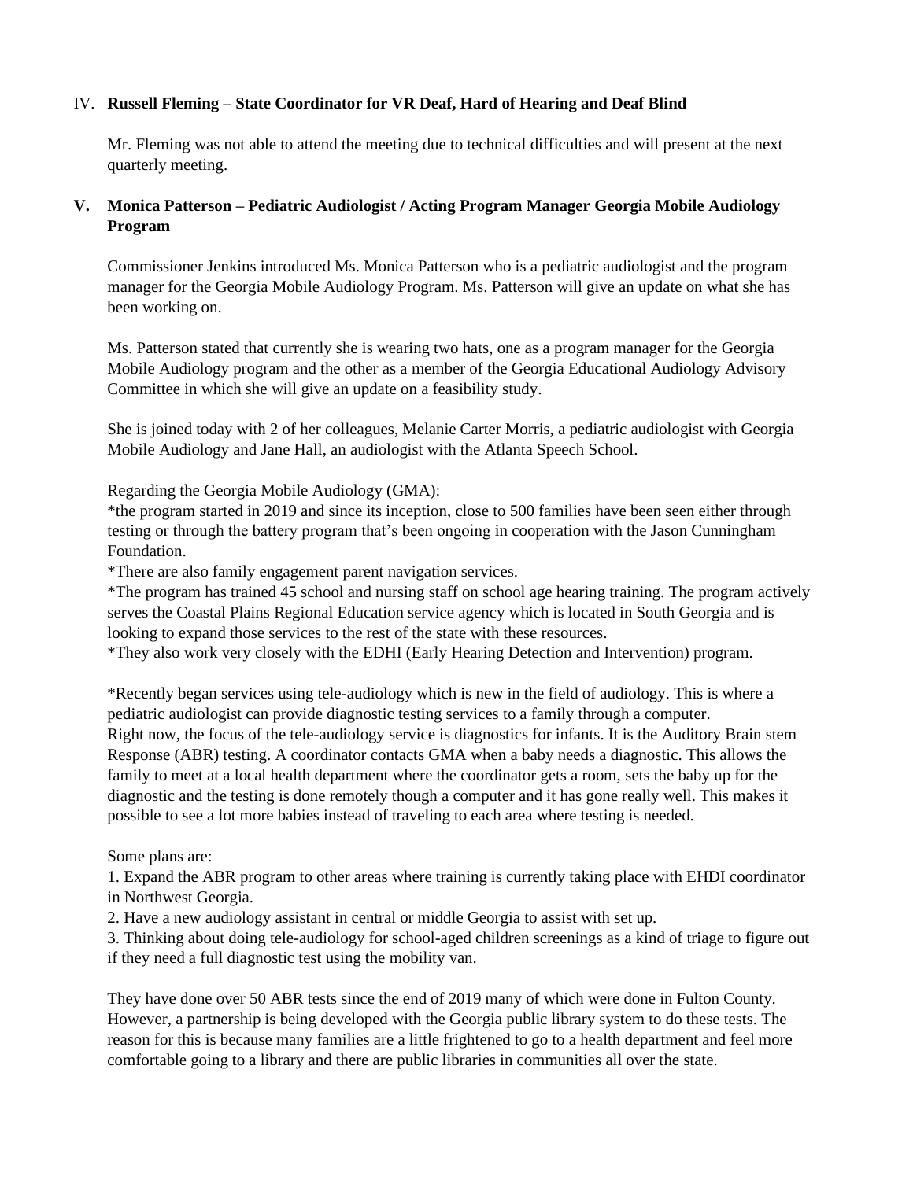IV. **Russell Fleming – State Coordinator for VR Deaf, Hard of Hearing and Deaf Blind**

Mr. Fleming was not able to attend the meeting due to technical difficulties and will present at the next quarterly meeting.

**V. Monica Patterson – Pediatric Audiologist / Acting Program Manager Georgia Mobile Audiology Program**

Commissioner Jenkins introduced Ms. Monica Patterson who is a pediatric audiologist and the program manager for the Georgia Mobile Audiology Program. Ms. Patterson will give an update on what she has been working on.

Ms. Patterson stated that currently she is wearing two hats, one as a program manager for the Georgia Mobile Audiology program and the other as a member of the Georgia Educational Audiology Advisory Committee in which she will give an update on a feasibility study.

She is joined today with 2 of her colleagues, Melanie Carter Morris, a pediatric audiologist with Georgia Mobile Audiology and Jane Hall, an audiologist with the Atlanta Speech School.

Regarding the Georgia Mobile Audiology (GMA):

*the program started in 2019 and since its inception, close to 500 families have been seen either through testing or through the battery program that's been ongoing in cooperation with the Jason Cunningham Foundation.

*There are also family engagement parent navigation services.

*The program has trained 45 school and nursing staff on school age hearing training. The program actively serves the Coastal Plains Regional Education service agency which is located in South Georgia and is looking to expand those services to the rest of the state with these resources.

*They also work very closely with the EDHI (Early Hearing Detection and Intervention) program.

*Recently began services using tele-audiology which is new in the field of audiology. This is where a pediatric audiologist can provide diagnostic testing services to a family through a computer. Right now, the focus of the tele-audiology service is diagnostics for infants. It is the Auditory Brain stem Response (ABR) testing. A coordinator contacts GMA when a baby needs a diagnostic. This allows the family to meet at a local health department where the coordinator gets a room, sets the baby up for the diagnostic and the testing is done remotely though a computer and it has gone really well. This makes it possible to see a lot more babies instead of traveling to each area where testing is needed.

Some plans are:

1. Expand the ABR program to other areas where training is currently taking place with EHDI coordinator in Northwest Georgia.
2. Have a new audiology assistant in central or middle Georgia to assist with set up.
3. Thinking about doing tele-audiology for school-aged children screenings as a kind of triage to figure out if they need a full diagnostic test using the mobility van.

They have done over 50 ABR tests since the end of 2019 many of which were done in Fulton County. However, a partnership is being developed with the Georgia public library system to do these tests. The reason for this is because many families are a little frightened to go to a health department and feel more comfortable going to a library and there are public libraries in communities all over the state.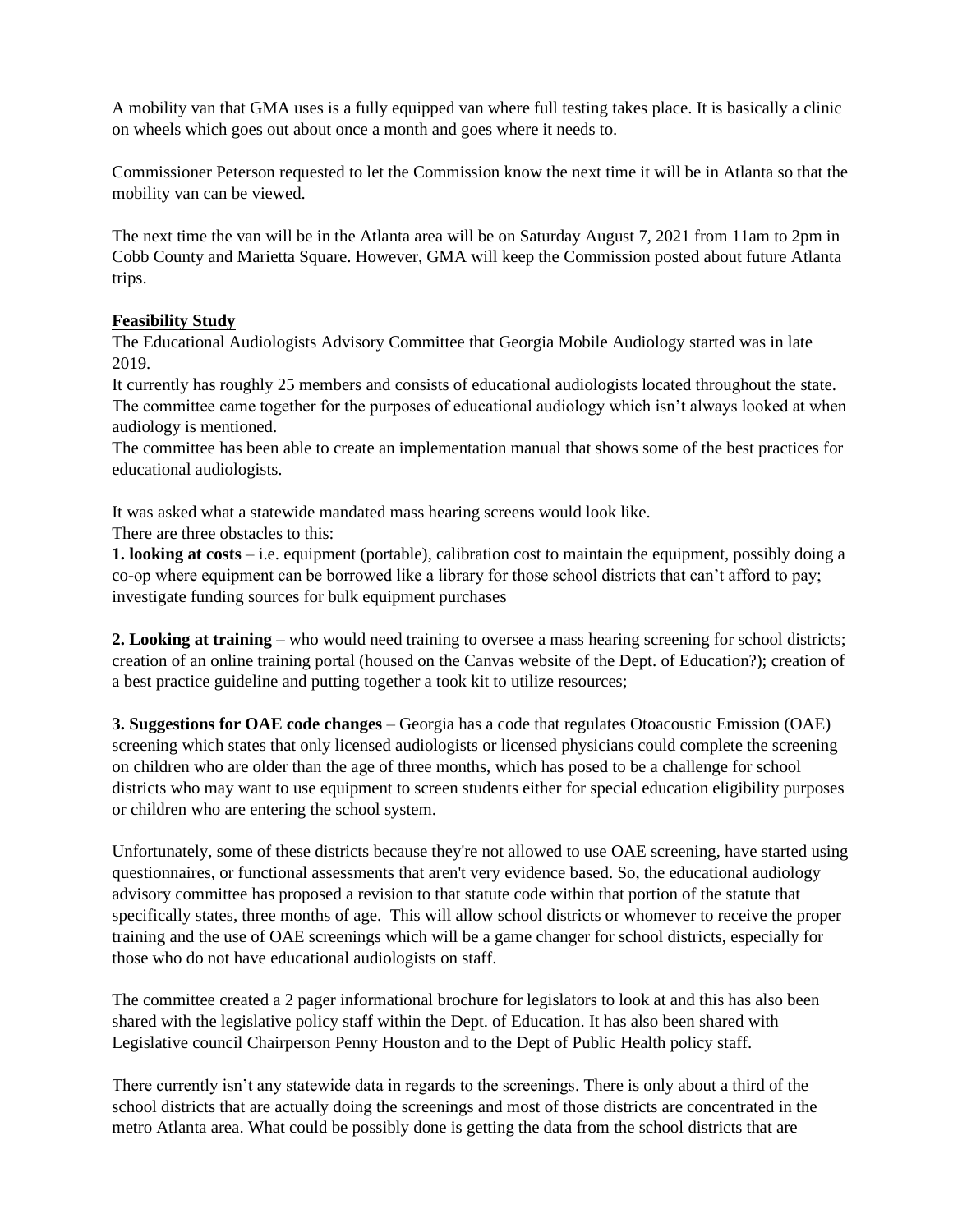A mobility van that GMA uses is a fully equipped van where full testing takes place. It is basically a clinic on wheels which goes out about once a month and goes where it needs to.

Commissioner Peterson requested to let the Commission know the next time it will be in Atlanta so that the mobility van can be viewed.

The next time the van will be in the Atlanta area will be on Saturday August 7, 2021 from 11am to 2pm in Cobb County and Marietta Square. However, GMA will keep the Commission posted about future Atlanta trips.

**Feasibility Study**

The Educational Audiologists Advisory Committee that Georgia Mobile Audiology started was in late 2019.

It currently has roughly 25 members and consists of educational audiologists located throughout the state. The committee came together for the purposes of educational audiology which isn't always looked at when audiology is mentioned.

The committee has been able to create an implementation manual that shows some of the best practices for educational audiologists.

It was asked what a statewide mandated mass hearing screens would look like.

There are three obstacles to this:

**1. looking at costs** – i.e. equipment (portable), calibration cost to maintain the equipment, possibly doing a co-op where equipment can be borrowed like a library for those school districts that can't afford to pay; investigate funding sources for bulk equipment purchases

**2. Looking at training** – who would need training to oversee a mass hearing screening for school districts; creation of an online training portal (housed on the Canvas website of the Dept. of Education?); creation of a best practice guideline and putting together a took kit to utilize resources;

**3. Suggestions for OAE code changes** – Georgia has a code that regulates Otoacoustic Emission (OAE) screening which states that only licensed audiologists or licensed physicians could complete the screening on children who are older than the age of three months, which has posed to be a challenge for school districts who may want to use equipment to screen students either for special education eligibility purposes or children who are entering the school system.

Unfortunately, some of these districts because they're not allowed to use OAE screening, have started using questionnaires, or functional assessments that aren't very evidence based. So, the educational audiology advisory committee has proposed a revision to that statute code within that portion of the statute that specifically states, three months of age. This will allow school districts or whomever to receive the proper training and the use of OAE screenings which will be a game changer for school districts, especially for those who do not have educational audiologists on staff.

The committee created a 2 pager informational brochure for legislators to look at and this has also been shared with the legislative policy staff within the Dept. of Education. It has also been shared with Legislative council Chairperson Penny Houston and to the Dept of Public Health policy staff.

There currently isn't any statewide data in regards to the screenings. There is only about a third of the school districts that are actually doing the screenings and most of those districts are concentrated in the metro Atlanta area. What could be possibly done is getting the data from the school districts that are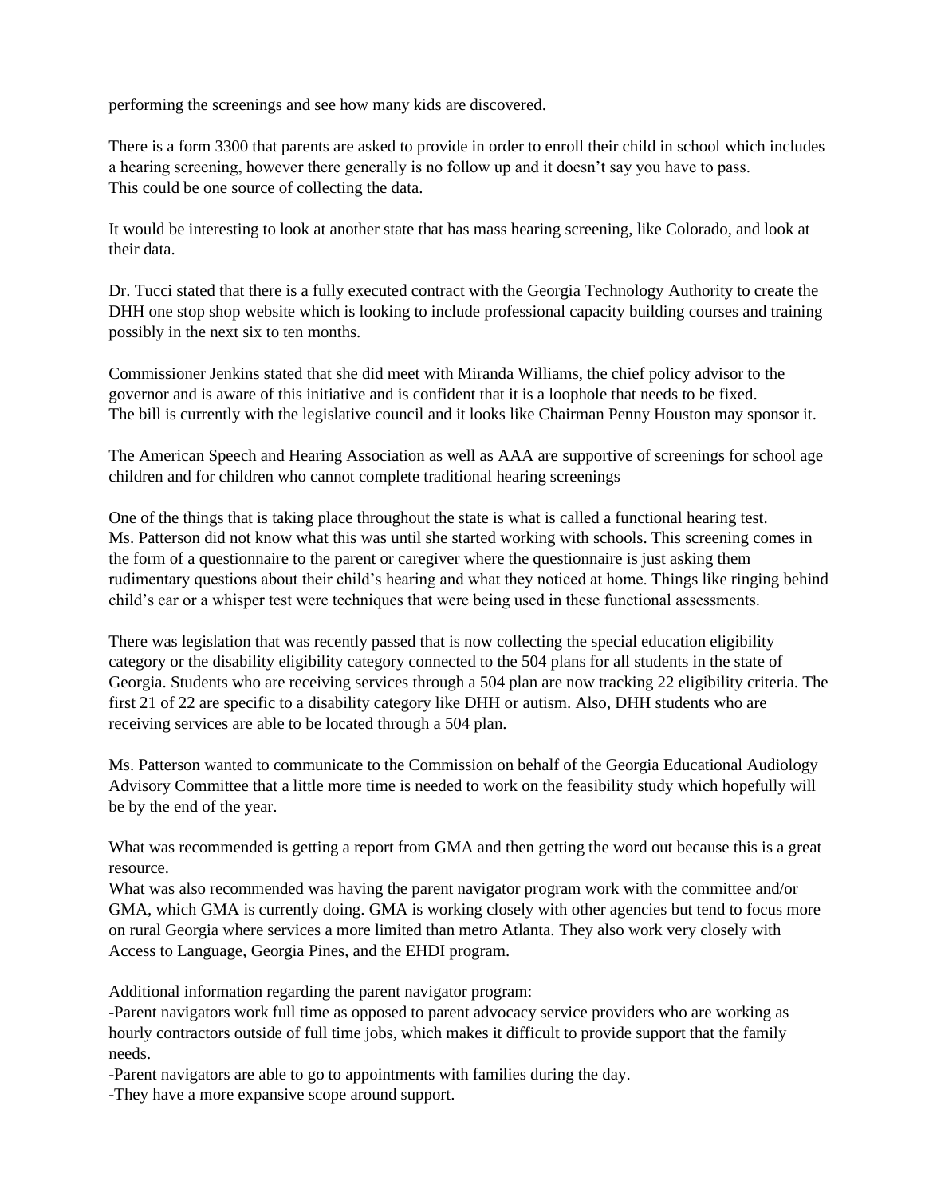performing the screenings and see how many kids are discovered.

There is a form 3300 that parents are asked to provide in order to enroll their child in school which includes a hearing screening, however there generally is no follow up and it doesn't say you have to pass. This could be one source of collecting the data.

It would be interesting to look at another state that has mass hearing screening, like Colorado, and look at their data.

Dr. Tucci stated that there is a fully executed contract with the Georgia Technology Authority to create the DHH one stop shop website which is looking to include professional capacity building courses and training possibly in the next six to ten months.

Commissioner Jenkins stated that she did meet with Miranda Williams, the chief policy advisor to the governor and is aware of this initiative and is confident that it is a loophole that needs to be fixed. The bill is currently with the legislative council and it looks like Chairman Penny Houston may sponsor it.

The American Speech and Hearing Association as well as AAA are supportive of screenings for school age children and for children who cannot complete traditional hearing screenings

One of the things that is taking place throughout the state is what is called a functional hearing test. Ms. Patterson did not know what this was until she started working with schools. This screening comes in the form of a questionnaire to the parent or caregiver where the questionnaire is just asking them rudimentary questions about their child's hearing and what they noticed at home. Things like ringing behind child's ear or a whisper test were techniques that were being used in these functional assessments.

There was legislation that was recently passed that is now collecting the special education eligibility category or the disability eligibility category connected to the 504 plans for all students in the state of Georgia. Students who are receiving services through a 504 plan are now tracking 22 eligibility criteria. The first 21 of 22 are specific to a disability category like DHH or autism. Also, DHH students who are receiving services are able to be located through a 504 plan.

Ms. Patterson wanted to communicate to the Commission on behalf of the Georgia Educational Audiology Advisory Committee that a little more time is needed to work on the feasibility study which hopefully will be by the end of the year.

What was recommended is getting a report from GMA and then getting the word out because this is a great resource.
What was also recommended was having the parent navigator program work with the committee and/or GMA, which GMA is currently doing. GMA is working closely with other agencies but tend to focus more on rural Georgia where services a more limited than metro Atlanta. They also work very closely with Access to Language, Georgia Pines, and the EHDI program.

Additional information regarding the parent navigator program:
-Parent navigators work full time as opposed to parent advocacy service providers who are working as hourly contractors outside of full time jobs, which makes it difficult to provide support that the family needs.
-Parent navigators are able to go to appointments with families during the day.
-They have a more expansive scope around support.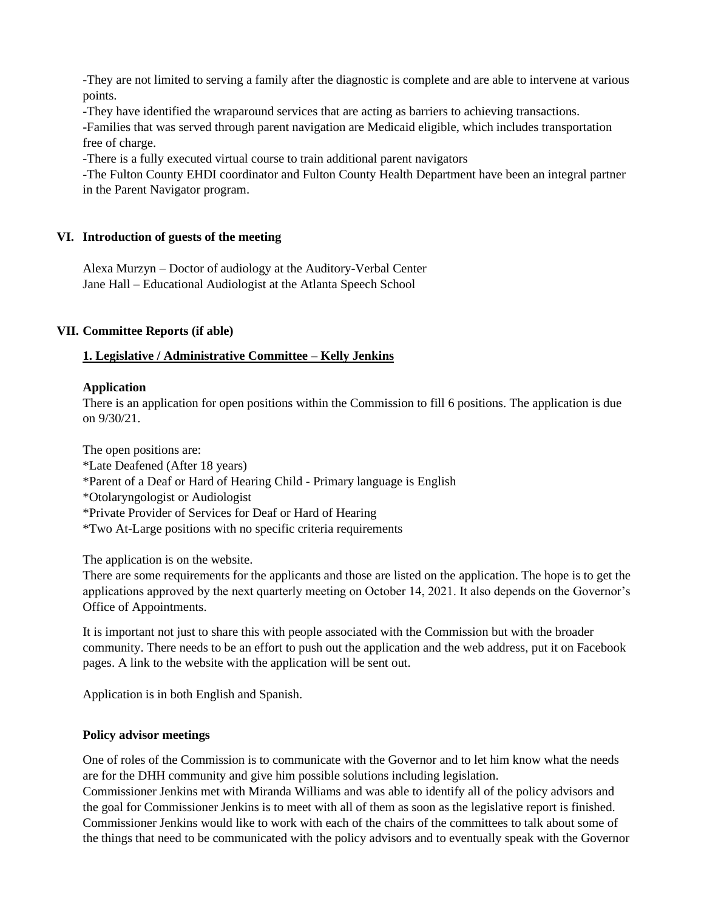-They are not limited to serving a family after the diagnostic is complete and are able to intervene at various points.
-They have identified the wraparound services that are acting as barriers to achieving transactions.
-Families that was served through parent navigation are Medicaid eligible, which includes transportation free of charge.
-There is a fully executed virtual course to train additional parent navigators
-The Fulton County EHDI coordinator and Fulton County Health Department have been an integral partner in the Parent Navigator program.

## VI. Introduction of guests of the meeting

Alexa Murzyn – Doctor of audiology at the Auditory-Verbal Center
Jane Hall – Educational Audiologist at the Atlanta Speech School

## VII. Committee Reports (if able)

### 1. Legislative / Administrative Committee – Kelly Jenkins

**Application**

There is an application for open positions within the Commission to fill 6 positions. The application is due on 9/30/21.

The open positions are:
*Late Deafened (After 18 years)
*Parent of a Deaf or Hard of Hearing Child - Primary language is English
*Otolaryngologist or Audiologist
*Private Provider of Services for Deaf or Hard of Hearing
*Two At-Large positions with no specific criteria requirements

The application is on the website.
There are some requirements for the applicants and those are listed on the application. The hope is to get the applications approved by the next quarterly meeting on October 14, 2021. It also depends on the Governor's Office of Appointments.

It is important not just to share this with people associated with the Commission but with the broader community. There needs to be an effort to push out the application and the web address, put it on Facebook pages. A link to the website with the application will be sent out.

Application is in both English and Spanish.

**Policy advisor meetings**

One of roles of the Commission is to communicate with the Governor and to let him know what the needs are for the DHH community and give him possible solutions including legislation.
Commissioner Jenkins met with Miranda Williams and was able to identify all of the policy advisors and the goal for Commissioner Jenkins is to meet with all of them as soon as the legislative report is finished. Commissioner Jenkins would like to work with each of the chairs of the committees to talk about some of the things that need to be communicated with the policy advisors and to eventually speak with the Governor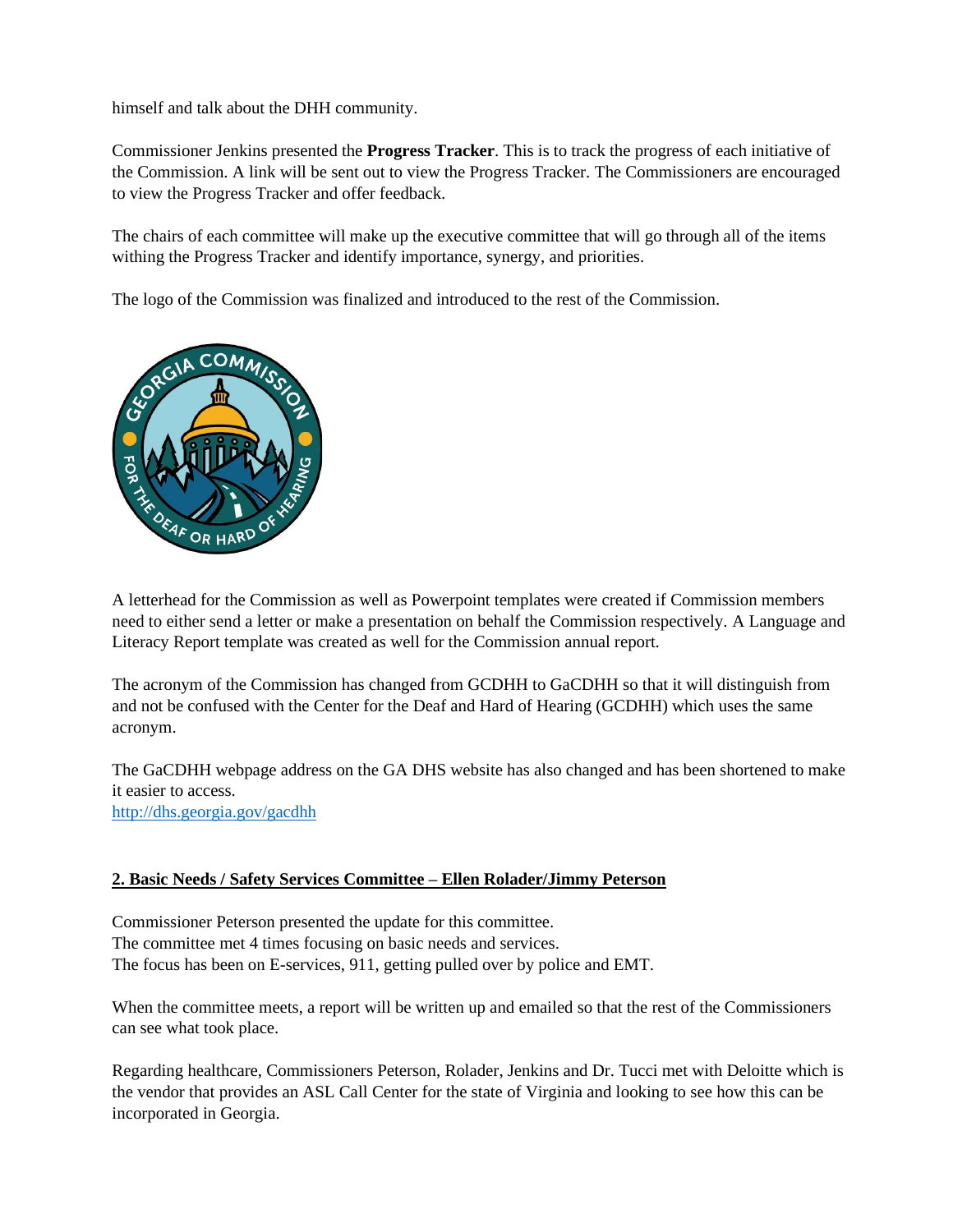himself and talk about the DHH community.

Commissioner Jenkins presented the **Progress Tracker**. This is to track the progress of each initiative of the Commission. A link will be sent out to view the Progress Tracker. The Commissioners are encouraged to view the Progress Tracker and offer feedback.

The chairs of each committee will make up the executive committee that will go through all of the items withing the Progress Tracker and identify importance, synergy, and priorities.

The logo of the Commission was finalized and introduced to the rest of the Commission.

A letterhead for the Commission as well as Powerpoint templates were created if Commission members need to either send a letter or make a presentation on behalf the Commission respectively. A Language and Literacy Report template was created as well for the Commission annual report.

The acronym of the Commission has changed from GCDHH to GaCDHH so that it will distinguish from and not be confused with the Center for the Deaf and Hard of Hearing (GCDHH) which uses the same acronym.

The GaCDHH webpage address on the GA DHS website has also changed and has been shortened to make it easier to access.
http://dhs.georgia.gov/gacdhh

**2. Basic Needs / Safety Services Committee – Ellen Rolader/Jimmy Peterson**

Commissioner Peterson presented the update for this committee.
The committee met 4 times focusing on basic needs and services.
The focus has been on E-services, 911, getting pulled over by police and EMT.

When the committee meets, a report will be written up and emailed so that the rest of the Commissioners can see what took place.

Regarding healthcare, Commissioners Peterson, Rolader, Jenkins and Dr. Tucci met with Deloitte which is the vendor that provides an ASL Call Center for the state of Virginia and looking to see how this can be incorporated in Georgia.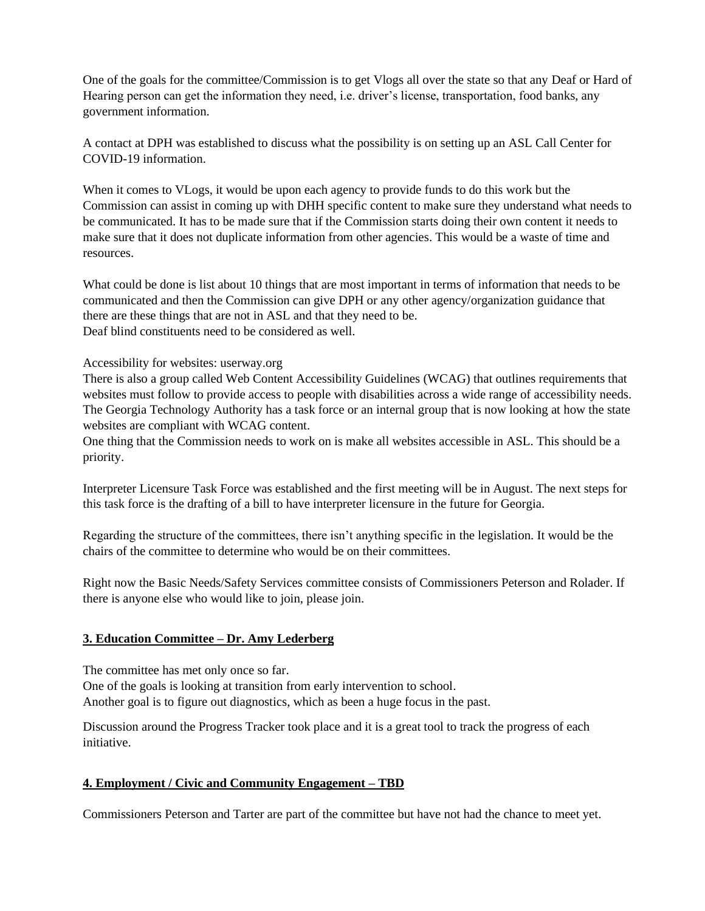One of the goals for the committee/Commission is to get Vlogs all over the state so that any Deaf or Hard of Hearing person can get the information they need, i.e. driver's license, transportation, food banks, any government information.

A contact at DPH was established to discuss what the possibility is on setting up an ASL Call Center for COVID-19 information.

When it comes to VLogs, it would be upon each agency to provide funds to do this work but the Commission can assist in coming up with DHH specific content to make sure they understand what needs to be communicated. It has to be made sure that if the Commission starts doing their own content it needs to make sure that it does not duplicate information from other agencies. This would be a waste of time and resources.

What could be done is list about 10 things that are most important in terms of information that needs to be communicated and then the Commission can give DPH or any other agency/organization guidance that there are these things that are not in ASL and that they need to be.
Deaf blind constituents need to be considered as well.

Accessibility for websites: userway.org
There is also a group called Web Content Accessibility Guidelines (WCAG) that outlines requirements that websites must follow to provide access to people with disabilities across a wide range of accessibility needs. The Georgia Technology Authority has a task force or an internal group that is now looking at how the state websites are compliant with WCAG content.
One thing that the Commission needs to work on is make all websites accessible in ASL. This should be a priority.

Interpreter Licensure Task Force was established and the first meeting will be in August. The next steps for this task force is the drafting of a bill to have interpreter licensure in the future for Georgia.

Regarding the structure of the committees, there isn't anything specific in the legislation. It would be the chairs of the committee to determine who would be on their committees.

Right now the Basic Needs/Safety Services committee consists of Commissioners Peterson and Rolader. If there is anyone else who would like to join, please join.

**3. Education Committee – Dr. Amy Lederberg**

The committee has met only once so far.
One of the goals is looking at transition from early intervention to school.
Another goal is to figure out diagnostics, which as been a huge focus in the past.

Discussion around the Progress Tracker took place and it is a great tool to track the progress of each initiative.

**4. Employment / Civic and Community Engagement – TBD**

Commissioners Peterson and Tarter are part of the committee but have not had the chance to meet yet.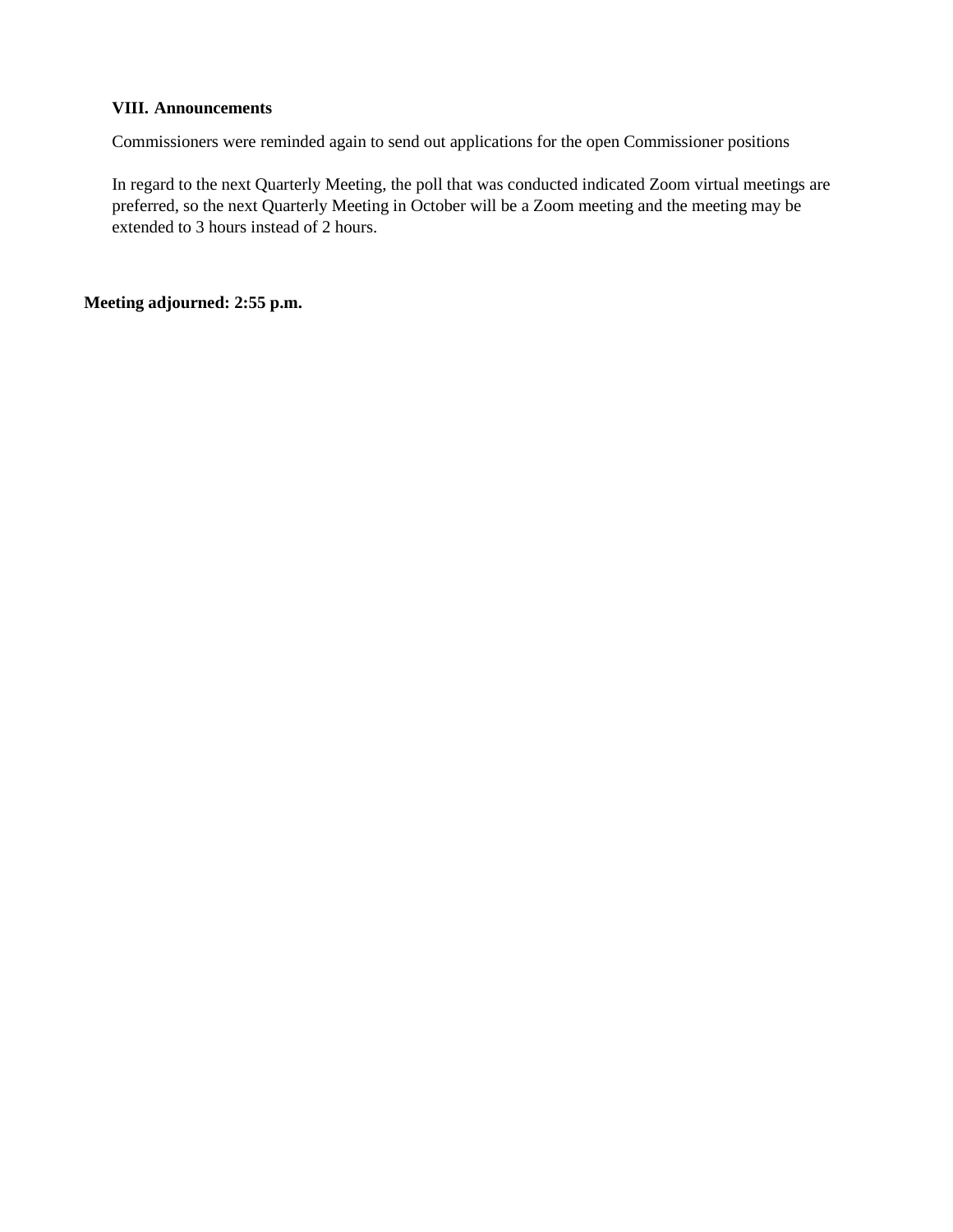## VIII. Announcements

Commissioners were reminded again to send out applications for the open Commissioner positions

In regard to the next Quarterly Meeting, the poll that was conducted indicated Zoom virtual meetings are preferred, so the next Quarterly Meeting in October will be a Zoom meeting and the meeting may be extended to 3 hours instead of 2 hours.

**Meeting adjourned: 2:55 p.m.**